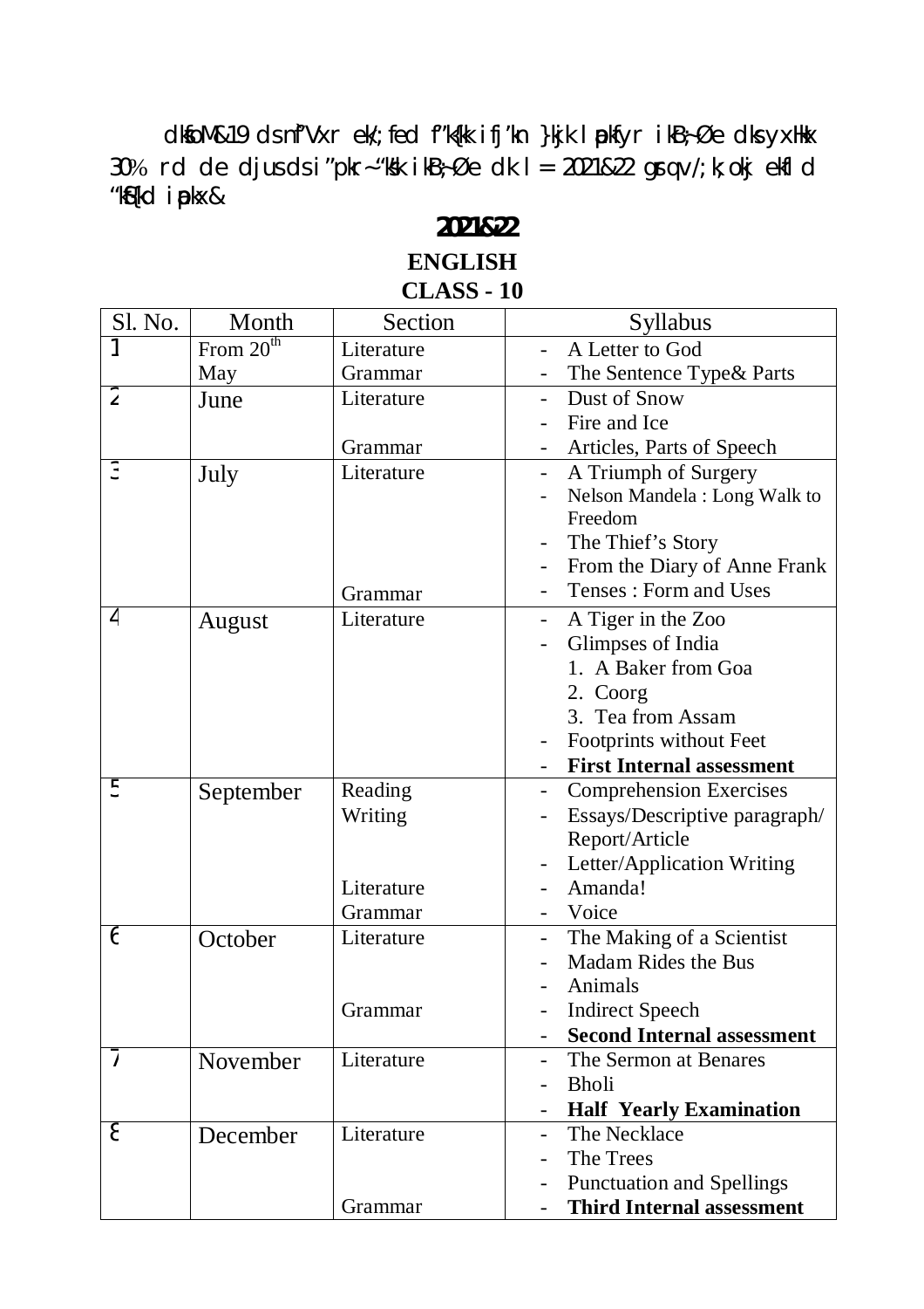dkfoM&19 dsnf"Vxr ek/;fed f"k{kk ifj'kn }kjk lapkfyr ikB;Øe dksyxHkx 30% rd de djusdsi"pkr~"ks'k ikB;Øe dk l= 2021&22 gsrq v/;k;okj ekfld "kSf{kd iapkx&

# 2021&22

## ENGLISH
## CLASS - 10

| Sl. No. | Month | Section | Syllabus |
|---|---|---|---|
| 1 | From 20th May | Literature<br>Grammar | - A Letter to God<br>- The Sentence Type& Parts |
| 2 | June | Literature<br><br>Grammar | - Dust of Snow<br>- Fire and Ice<br>- Articles, Parts of Speech |
| 3 | July | Literature<br><br><br><br><br>Grammar | - A Triumph of Surgery<br>- Nelson Mandela : Long Walk to Freedom<br>- The Thief's Story<br>- From the Diary of Anne Frank<br>- Tenses : Form and Uses |
| 4 | August | Literature | - A Tiger in the Zoo<br>- Glimpses of India<br>1. A Baker from Goa<br>2. Coorg<br>3. Tea from Assam<br>- Footprints without Feet<br>- **First Internal assessment** |
| 5 | September | Reading<br>Writing<br><br><br>Literature<br>Grammar | - Comprehension Exercises<br>- Essays/Descriptive paragraph/ Report/Article<br>- Letter/Application Writing<br>- Amanda!<br>- Voice |
| 6 | October | Literature<br><br><br>Grammar | - The Making of a Scientist<br>- Madam Rides the Bus<br>- Animals<br>- Indirect Speech<br>- **Second Internal assessment** |
| 7 | November | Literature | - The Sermon at Benares<br>- Bholi<br>- **Half Yearly Examination** |
| 8 | December | Literature<br><br><br>Grammar | - The Necklace<br>- The Trees<br>- Punctuation and Spellings<br>- **Third Internal assessment** |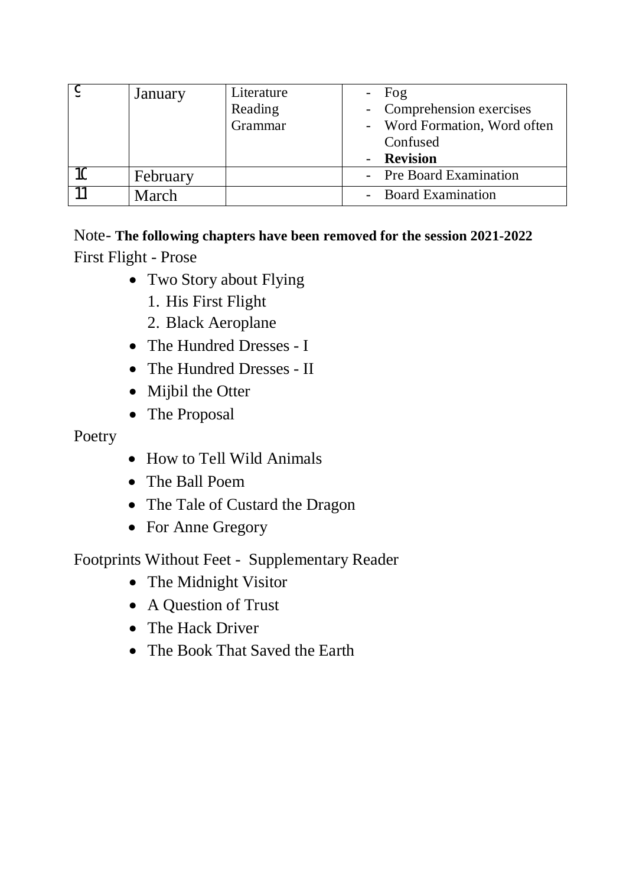| | | | |
|---|---|---|---|
| 9 | January | Literature<br>Reading<br>Grammar | - Fog<br>- Comprehension exercises<br>- Word Formation, Word often Confused<br>- **Revision** |
| 10 | February | | - Pre Board Examination |
| 11 | March | | - Board Examination |

Note- **The following chapters have been removed for the session 2021-2022**

First Flight - Prose

- Two Story about Flying
  1. His First Flight
  2. Black Aeroplane
- The Hundred Dresses - I
- The Hundred Dresses - II
- Mijbil the Otter
- The Proposal

Poetry

- How to Tell Wild Animals
- The Ball Poem
- The Tale of Custard the Dragon
- For Anne Gregory

Footprints Without Feet - Supplementary Reader

- The Midnight Visitor
- A Question of Trust
- The Hack Driver
- The Book That Saved the Earth